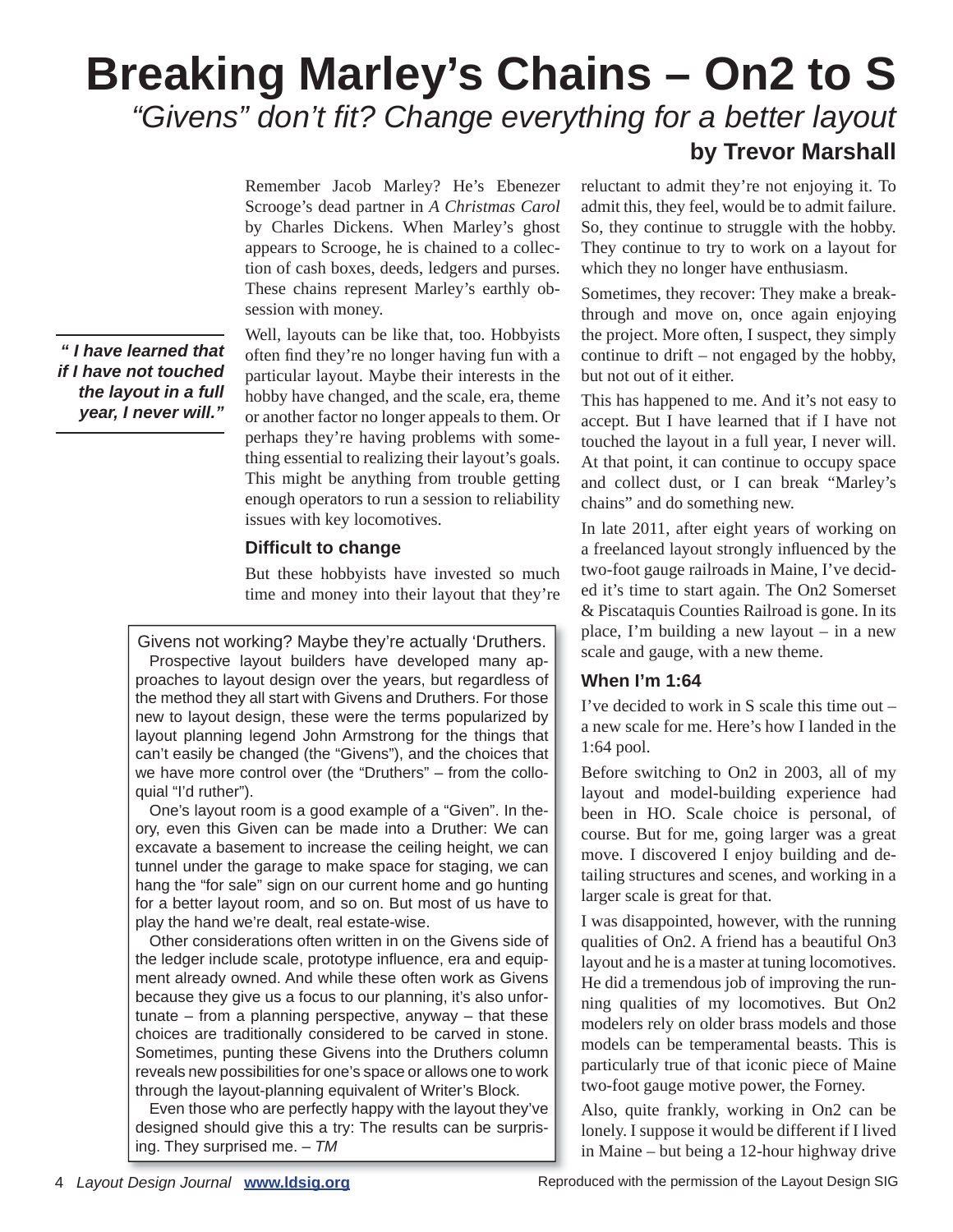# Breaking Marley's Chains – On2 to S

*"Givens" don't fit? Change everything for a better layout*

**by Trevor Marshall**

Remember Jacob Marley? He's Ebenezer Scrooge's dead partner in *A Christmas Carol* by Charles Dickens. When Marley's ghost appears to Scrooge, he is chained to a collection of cash boxes, deeds, ledgers and purses. These chains represent Marley's earthly obsession with money.

> ***" I have learned that if I have not touched the layout in a full year, I never will."***

Well, layouts can be like that, too. Hobbyists often find they're no longer having fun with a particular layout. Maybe their interests in the hobby have changed, and the scale, era, theme or another factor no longer appeals to them. Or perhaps they're having problems with something essential to realizing their layout's goals. This might be anything from trouble getting enough operators to run a session to reliability issues with key locomotives.

### Difficult to change

But these hobbyists have invested so much time and money into their layout that they're reluctant to admit they're not enjoying it. To admit this, they feel, would be to admit failure. So, they continue to struggle with the hobby. They continue to try to work on a layout for which they no longer have enthusiasm.

Sometimes, they recover: They make a breakthrough and move on, once again enjoying the project. More often, I suspect, they simply continue to drift – not engaged by the hobby, but not out of it either.

This has happened to me. And it's not easy to accept. But I have learned that if I have not touched the layout in a full year, I never will. At that point, it can continue to occupy space and collect dust, or I can break "Marley's chains" and do something new.

In late 2011, after eight years of working on a freelanced layout strongly influenced by the two-foot gauge railroads in Maine, I've decided it's time to start again. The On2 Somerset & Piscataquis Counties Railroad is gone. In its place, I'm building a new layout – in a new scale and gauge, with a new theme.

### When I'm 1:64

I've decided to work in S scale this time out – a new scale for me. Here's how I landed in the 1:64 pool.

Before switching to On2 in 2003, all of my layout and model-building experience had been in HO. Scale choice is personal, of course. But for me, going larger was a great move. I discovered I enjoy building and detailing structures and scenes, and working in a larger scale is great for that.

I was disappointed, however, with the running qualities of On2. A friend has a beautiful On3 layout and he is a master at tuning locomotives. He did a tremendous job of improving the running qualities of my locomotives. But On2 modelers rely on older brass models and those models can be temperamental beasts. This is particularly true of that iconic piece of Maine two-foot gauge motive power, the Forney.

Also, quite frankly, working in On2 can be lonely. I suppose it would be different if I lived in Maine – but being a 12-hour highway drive

---

**Givens not working? Maybe they're actually 'Druthers.**

Prospective layout builders have developed many approaches to layout design over the years, but regardless of the method they all start with Givens and Druthers. For those new to layout design, these were the terms popularized by layout planning legend John Armstrong for the things that can't easily be changed (the "Givens"), and the choices that we have more control over (the "Druthers" – from the colloquial "I'd ruther").

One's layout room is a good example of a "Given". In theory, even this Given can be made into a Druther: We can excavate a basement to increase the ceiling height, we can tunnel under the garage to make space for staging, we can hang the "for sale" sign on our current home and go hunting for a better layout room, and so on. But most of us have to play the hand we're dealt, real estate-wise.

Other considerations often written in on the Givens side of the ledger include scale, prototype influence, era and equipment already owned. And while these often work as Givens because they give us a focus to our planning, it's also unfortunate – from a planning perspective, anyway – that these choices are traditionally considered to be carved in stone. Sometimes, punting these Givens into the Druthers column reveals new possibilities for one's space or allows one to work through the layout-planning equivalent of Writer's Block.

Even those who are perfectly happy with the layout they've designed should give this a try: The results can be surprising. They surprised me. – *TM*

---

Reproduced with the permission of the Layout Design SIG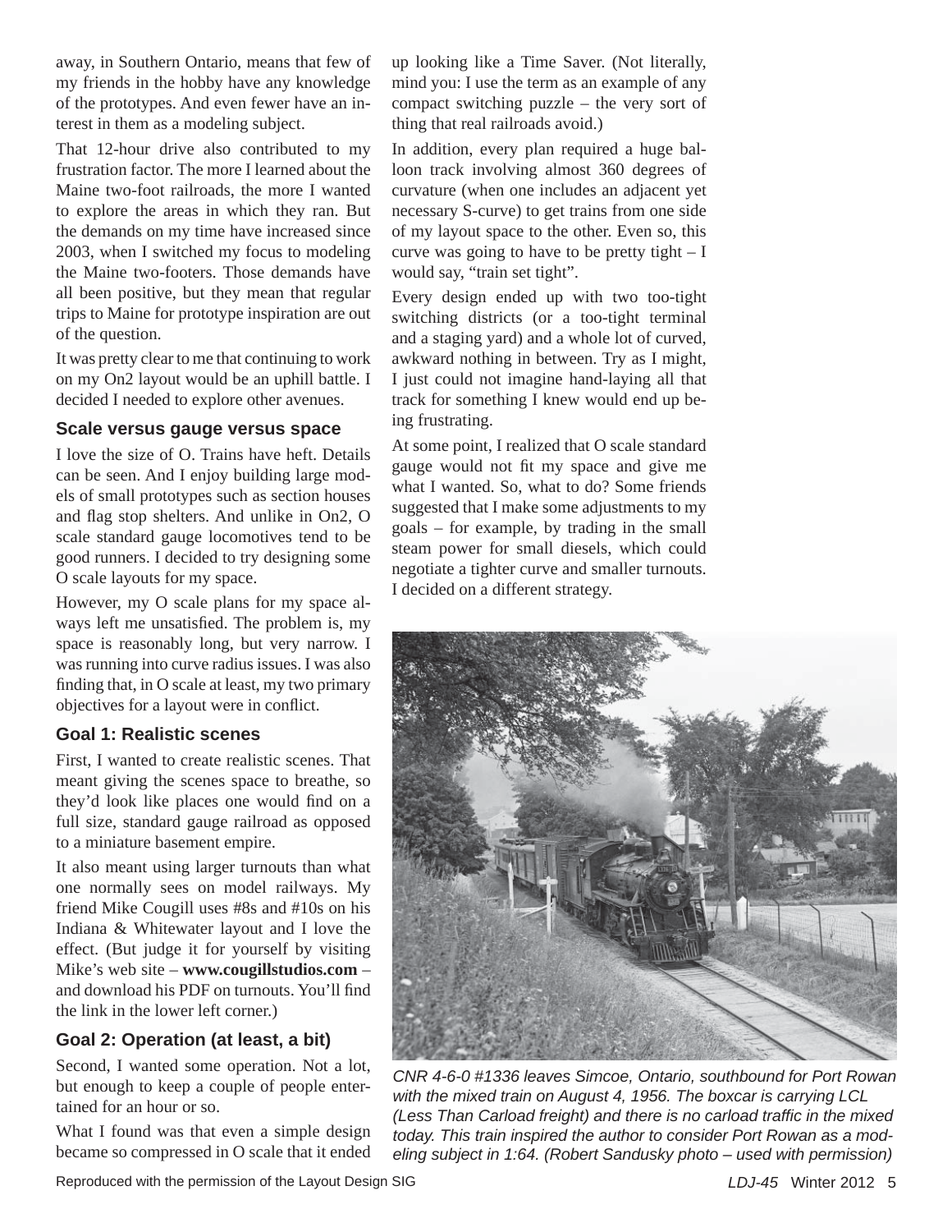away, in Southern Ontario, means that few of my friends in the hobby have any knowledge of the prototypes. And even fewer have an interest in them as a modeling subject.

That 12-hour drive also contributed to my frustration factor. The more I learned about the Maine two-foot railroads, the more I wanted to explore the areas in which they ran. But the demands on my time have increased since 2003, when I switched my focus to modeling the Maine two-footers. Those demands have all been positive, but they mean that regular trips to Maine for prototype inspiration are out of the question.

It was pretty clear to me that continuing to work on my On2 layout would be an uphill battle. I decided I needed to explore other avenues.

### Scale versus gauge versus space

I love the size of O. Trains have heft. Details can be seen. And I enjoy building large models of small prototypes such as section houses and flag stop shelters. And unlike in On2, O scale standard gauge locomotives tend to be good runners. I decided to try designing some O scale layouts for my space.

However, my O scale plans for my space always left me unsatisfied. The problem is, my space is reasonably long, but very narrow. I was running into curve radius issues. I was also finding that, in O scale at least, my two primary objectives for a layout were in conflict.

### Goal 1: Realistic scenes

First, I wanted to create realistic scenes. That meant giving the scenes space to breathe, so they'd look like places one would find on a full size, standard gauge railroad as opposed to a miniature basement empire.

It also meant using larger turnouts than what one normally sees on model railways. My friend Mike Cougill uses #8s and #10s on his Indiana & Whitewater layout and I love the effect. (But judge it for yourself by visiting Mike's web site – **www.cougillstudios.com** – and download his PDF on turnouts. You'll find the link in the lower left corner.)

### Goal 2: Operation (at least, a bit)

Second, I wanted some operation. Not a lot, but enough to keep a couple of people entertained for an hour or so.

What I found was that even a simple design became so compressed in O scale that it ended up looking like a Time Saver. (Not literally, mind you: I use the term as an example of any compact switching puzzle – the very sort of thing that real railroads avoid.)

In addition, every plan required a huge balloon track involving almost 360 degrees of curvature (when one includes an adjacent yet necessary S-curve) to get trains from one side of my layout space to the other. Even so, this curve was going to have to be pretty tight – I would say, "train set tight".

Every design ended up with two too-tight switching districts (or a too-tight terminal and a staging yard) and a whole lot of curved, awkward nothing in between. Try as I might, I just could not imagine hand-laying all that track for something I knew would end up being frustrating.

At some point, I realized that O scale standard gauge would not fit my space and give me what I wanted. So, what to do? Some friends suggested that I make some adjustments to my goals – for example, by trading in the small steam power for small diesels, which could negotiate a tighter curve and smaller turnouts. I decided on a different strategy.

*CNR 4-6-0 #1336 leaves Simcoe, Ontario, southbound for Port Rowan with the mixed train on August 4, 1956. The boxcar is carrying LCL (Less Than Carload freight) and there is no carload traffic in the mixed today. This train inspired the author to consider Port Rowan as a modeling subject in 1:64. (Robert Sandusky photo – used with permission)*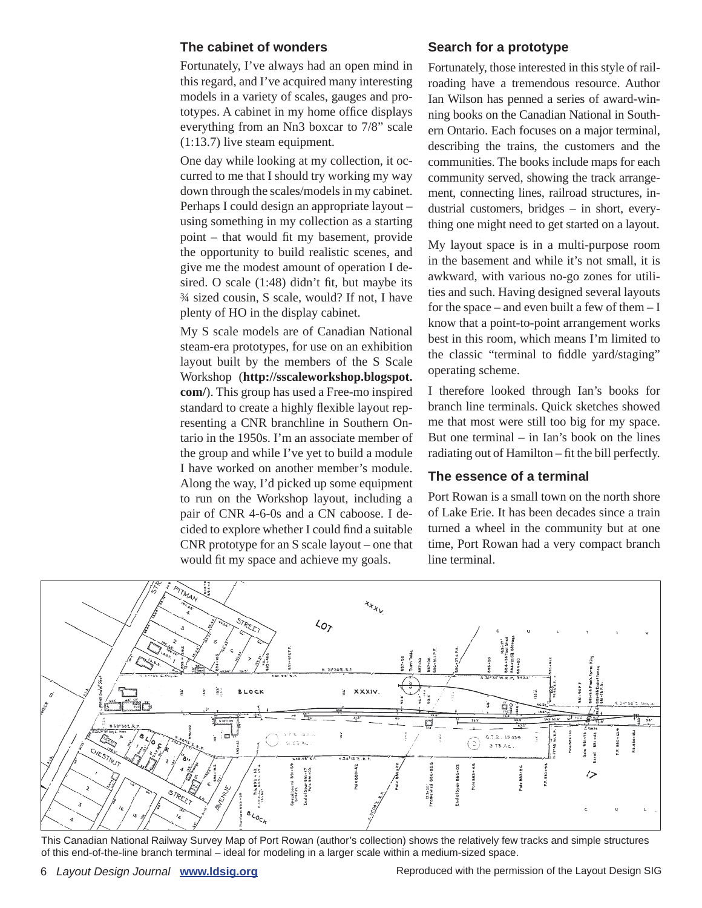## The cabinet of wonders

Fortunately, I've always had an open mind in this regard, and I've acquired many interesting models in a variety of scales, gauges and prototypes. A cabinet in my home office displays everything from an Nn3 boxcar to 7/8" scale (1:13.7) live steam equipment.

One day while looking at my collection, it occurred to me that I should try working my way down through the scales/models in my cabinet. Perhaps I could design an appropriate layout – using something in my collection as a starting point – that would fit my basement, provide the opportunity to build realistic scenes, and give me the modest amount of operation I desired. O scale (1:48) didn't fit, but maybe its ¾ sized cousin, S scale, would? If not, I have plenty of HO in the display cabinet.

My S scale models are of Canadian National steam-era prototypes, for use on an exhibition layout built by the members of the S Scale Workshop (**http://sscaleworkshop.blogspot.com/**). This group has used a Free-mo inspired standard to create a highly flexible layout representing a CNR branchline in Southern Ontario in the 1950s. I'm an associate member of the group and while I've yet to build a module I have worked on another member's module. Along the way, I'd picked up some equipment to run on the Workshop layout, including a pair of CNR 4-6-0s and a CN caboose. I decided to explore whether I could find a suitable CNR prototype for an S scale layout – one that would fit my space and achieve my goals.

## Search for a prototype

Fortunately, those interested in this style of railroading have a tremendous resource. Author Ian Wilson has penned a series of award-winning books on the Canadian National in Southern Ontario. Each focuses on a major terminal, describing the trains, the customers and the communities. The books include maps for each community served, showing the track arrangement, connecting lines, railroad structures, industrial customers, bridges – in short, everything one might need to get started on a layout.

My layout space is in a multi-purpose room in the basement and while it's not small, it is awkward, with various no-go zones for utilities and such. Having designed several layouts for the space – and even built a few of them – I know that a point-to-point arrangement works best in this room, which means I'm limited to the classic "terminal to fiddle yard/staging" operating scheme.

I therefore looked through Ian's books for branch line terminals. Quick sketches showed me that most were still too big for my space. But one terminal – in Ian's book on the lines radiating out of Hamilton – fit the bill perfectly.

## The essence of a terminal

Port Rowan is a small town on the north shore of Lake Erie. It has been decades since a train turned a wheel in the community but at one time, Port Rowan had a very compact branch line terminal.

This Canadian National Railway Survey Map of Port Rowan (author's collection) shows the relatively few tracks and simple structures of this end-of-the-line branch terminal – ideal for modeling in a larger scale within a medium-sized space.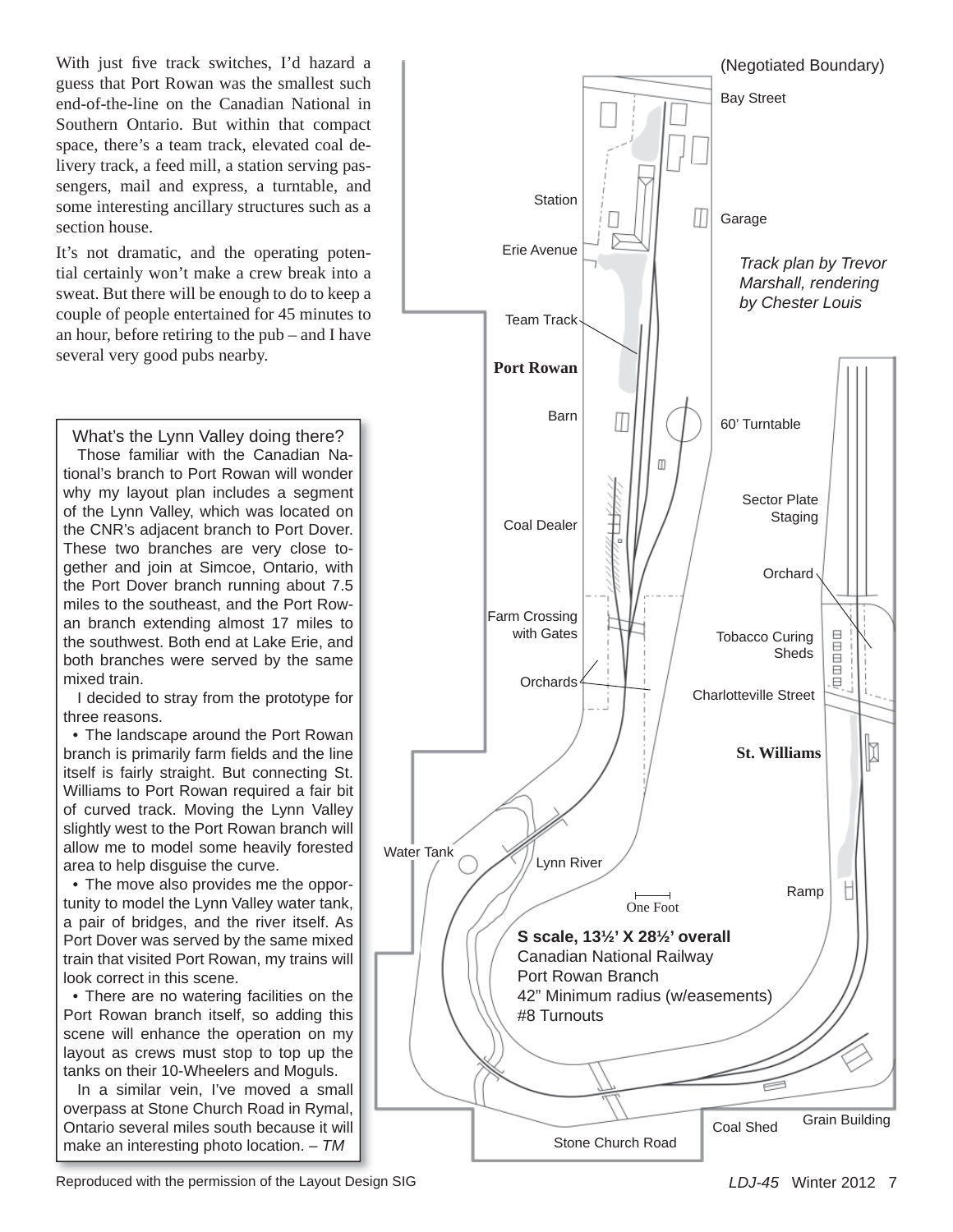With just five track switches, I'd hazard a guess that Port Rowan was the smallest such end-of-the-line on the Canadian National in Southern Ontario. But within that compact space, there's a team track, elevated coal delivery track, a feed mill, a station serving passengers, mail and express, a turntable, and some interesting ancillary structures such as a section house.

It's not dramatic, and the operating potential certainly won't make a crew break into a sweat. But there will be enough to do to keep a couple of people entertained for 45 minutes to an hour, before retiring to the pub – and I have several very good pubs nearby.

> **What's the Lynn Valley doing there?**
>
> Those familiar with the Canadian National's branch to Port Rowan will wonder why my layout plan includes a segment of the Lynn Valley, which was located on the CNR's adjacent branch to Port Dover. These two branches are very close together and join at Simcoe, Ontario, with the Port Dover branch running about 7.5 miles to the southeast, and the Port Rowan branch extending almost 17 miles to the southwest. Both end at Lake Erie, and both branches were served by the same mixed train.
>
> I decided to stray from the prototype for three reasons.
>
> - The landscape around the Port Rowan branch is primarily farm fields and the line itself is fairly straight. But connecting St. Williams to Port Rowan required a fair bit of curved track. Moving the Lynn Valley slightly west to the Port Rowan branch will allow me to model some heavily forested area to help disguise the curve.
> - The move also provides me the opportunity to model the Lynn Valley water tank, a pair of bridges, and the river itself. As Port Dover was served by the same mixed train that visited Port Rowan, my trains will look correct in this scene.
> - There are no watering facilities on the Port Rowan branch itself, so adding this scene will enhance the operation on my layout as crews must stop to top up the tanks on their 10-Wheelers and Moguls.
>
> In a similar vein, I've moved a small overpass at Stone Church Road in Rymal, Ontario several miles south because it will make an interesting photo location. – *TM*

(Negotiated Boundary)

Bay Street

Station

Garage

Erie Avenue

*Track plan by Trevor Marshall, rendering by Chester Louis*

Team Track

**Port Rowan**

Barn

60' Turntable

Sector Plate Staging

Coal Dealer

Orchard

Farm Crossing with Gates

Tobacco Curing Sheds

Orchards

Charlotteville Street

**St. Williams**

Water Tank

Lynn River

Ramp

One Foot

**S scale, 13½' X 28½' overall**
Canadian National Railway
Port Rowan Branch
42" Minimum radius (w/easements)
#8 Turnouts

Coal Shed

Grain Building

Stone Church Road

Reproduced with the permission of the Layout Design SIG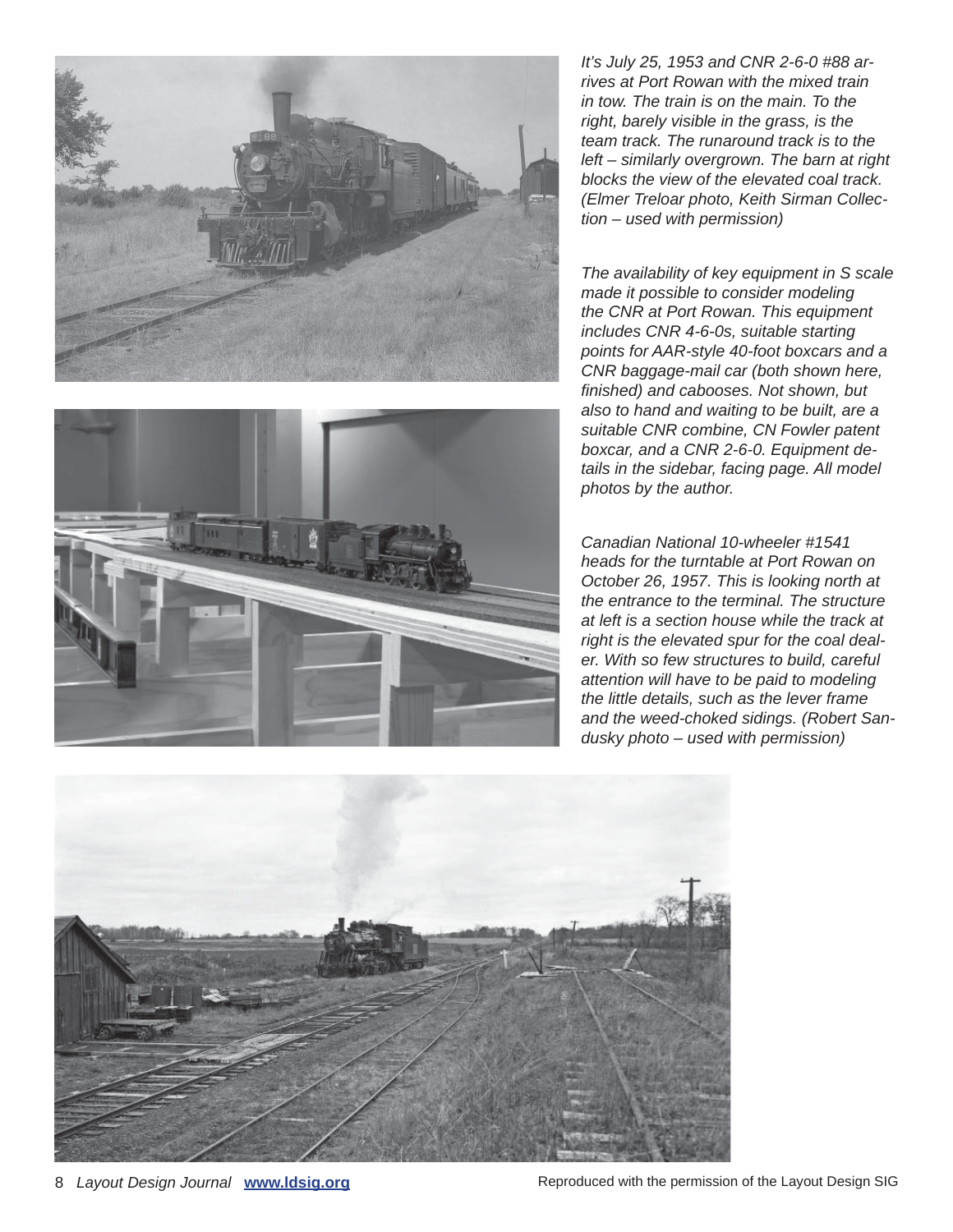*It's July 25, 1953 and CNR 2-6-0 #88 arrives at Port Rowan with the mixed train in tow. The train is on the main. To the right, barely visible in the grass, is the team track. The runaround track is to the left – similarly overgrown. The barn at right blocks the view of the elevated coal track. (Elmer Treloar photo, Keith Sirman Collection – used with permission)*

*The availability of key equipment in S scale made it possible to consider modeling the CNR at Port Rowan. This equipment includes CNR 4-6-0s, suitable starting points for AAR-style 40-foot boxcars and a CNR baggage-mail car (both shown here, finished) and cabooses. Not shown, but also to hand and waiting to be built, are a suitable CNR combine, CN Fowler patent boxcar, and a CNR 2-6-0. Equipment details in the sidebar, facing page. All model photos by the author.*

*Canadian National 10-wheeler #1541 heads for the turntable at Port Rowan on October 26, 1957. This is looking north at the entrance to the terminal. The structure at left is a section house while the track at right is the elevated spur for the coal dealer. With so few structures to build, careful attention will have to be paid to modeling the little details, such as the lever frame and the weed-choked sidings. (Robert Sandusky photo – used with permission)*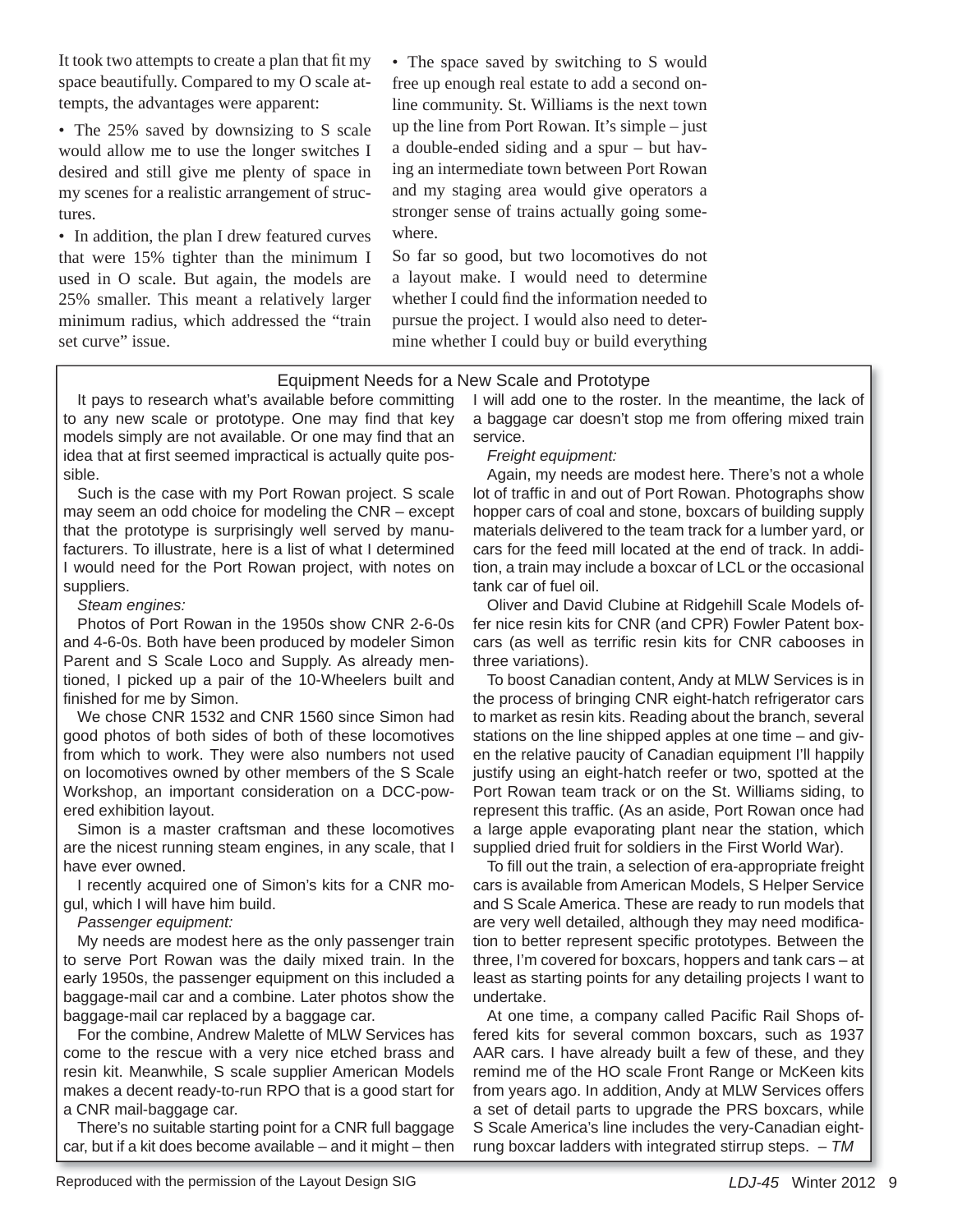It took two attempts to create a plan that fit my space beautifully. Compared to my O scale attempts, the advantages were apparent:

• The 25% saved by downsizing to S scale would allow me to use the longer switches I desired and still give me plenty of space in my scenes for a realistic arrangement of structures.

• In addition, the plan I drew featured curves that were 15% tighter than the minimum I used in O scale. But again, the models are 25% smaller. This meant a relatively larger minimum radius, which addressed the "train set curve" issue.

• The space saved by switching to S would free up enough real estate to add a second online community. St. Williams is the next town up the line from Port Rowan. It's simple – just a double-ended siding and a spur – but having an intermediate town between Port Rowan and my staging area would give operators a stronger sense of trains actually going somewhere.

So far so good, but two locomotives do not a layout make. I would need to determine whether I could find the information needed to pursue the project. I would also need to determine whether I could buy or build everything

## Equipment Needs for a New Scale and Prototype

It pays to research what's available before committing to any new scale or prototype. One may find that key models simply are not available. Or one may find that an idea that at first seemed impractical is actually quite possible.

Such is the case with my Port Rowan project. S scale may seem an odd choice for modeling the CNR – except that the prototype is surprisingly well served by manufacturers. To illustrate, here is a list of what I determined I would need for the Port Rowan project, with notes on suppliers.

*Steam engines:*

Photos of Port Rowan in the 1950s show CNR 2-6-0s and 4-6-0s. Both have been produced by modeler Simon Parent and S Scale Loco and Supply. As already mentioned, I picked up a pair of the 10-Wheelers built and finished for me by Simon.

We chose CNR 1532 and CNR 1560 since Simon had good photos of both sides of both of these locomotives from which to work. They were also numbers not used on locomotives owned by other members of the S Scale Workshop, an important consideration on a DCC-powered exhibition layout.

Simon is a master craftsman and these locomotives are the nicest running steam engines, in any scale, that I have ever owned.

I recently acquired one of Simon's kits for a CNR mogul, which I will have him build.

*Passenger equipment:*

My needs are modest here as the only passenger train to serve Port Rowan was the daily mixed train. In the early 1950s, the passenger equipment on this included a baggage-mail car and a combine. Later photos show the baggage-mail car replaced by a baggage car.

For the combine, Andrew Malette of MLW Services has come to the rescue with a very nice etched brass and resin kit. Meanwhile, S scale supplier American Models makes a decent ready-to-run RPO that is a good start for a CNR mail-baggage car.

There's no suitable starting point for a CNR full baggage car, but if a kit does become available – and it might – then I will add one to the roster. In the meantime, the lack of a baggage car doesn't stop me from offering mixed train service.

*Freight equipment:*

Again, my needs are modest here. There's not a whole lot of traffic in and out of Port Rowan. Photographs show hopper cars of coal and stone, boxcars of building supply materials delivered to the team track for a lumber yard, or cars for the feed mill located at the end of track. In addition, a train may include a boxcar of LCL or the occasional tank car of fuel oil.

Oliver and David Clubine at Ridgehill Scale Models offer nice resin kits for CNR (and CPR) Fowler Patent boxcars (as well as terrific resin kits for CNR cabooses in three variations).

To boost Canadian content, Andy at MLW Services is in the process of bringing CNR eight-hatch refrigerator cars to market as resin kits. Reading about the branch, several stations on the line shipped apples at one time – and given the relative paucity of Canadian equipment I'll happily justify using an eight-hatch reefer or two, spotted at the Port Rowan team track or on the St. Williams siding, to represent this traffic. (As an aside, Port Rowan once had a large apple evaporating plant near the station, which supplied dried fruit for soldiers in the First World War).

To fill out the train, a selection of era-appropriate freight cars is available from American Models, S Helper Service and S Scale America. These are ready to run models that are very well detailed, although they may need modification to better represent specific prototypes. Between the three, I'm covered for boxcars, hoppers and tank cars – at least as starting points for any detailing projects I want to undertake.

At one time, a company called Pacific Rail Shops offered kits for several common boxcars, such as 1937 AAR cars. I have already built a few of these, and they remind me of the HO scale Front Range or McKeen kits from years ago. In addition, Andy at MLW Services offers a set of detail parts to upgrade the PRS boxcars, while S Scale America's line includes the very-Canadian eight-rung boxcar ladders with integrated stirrup steps. *– TM*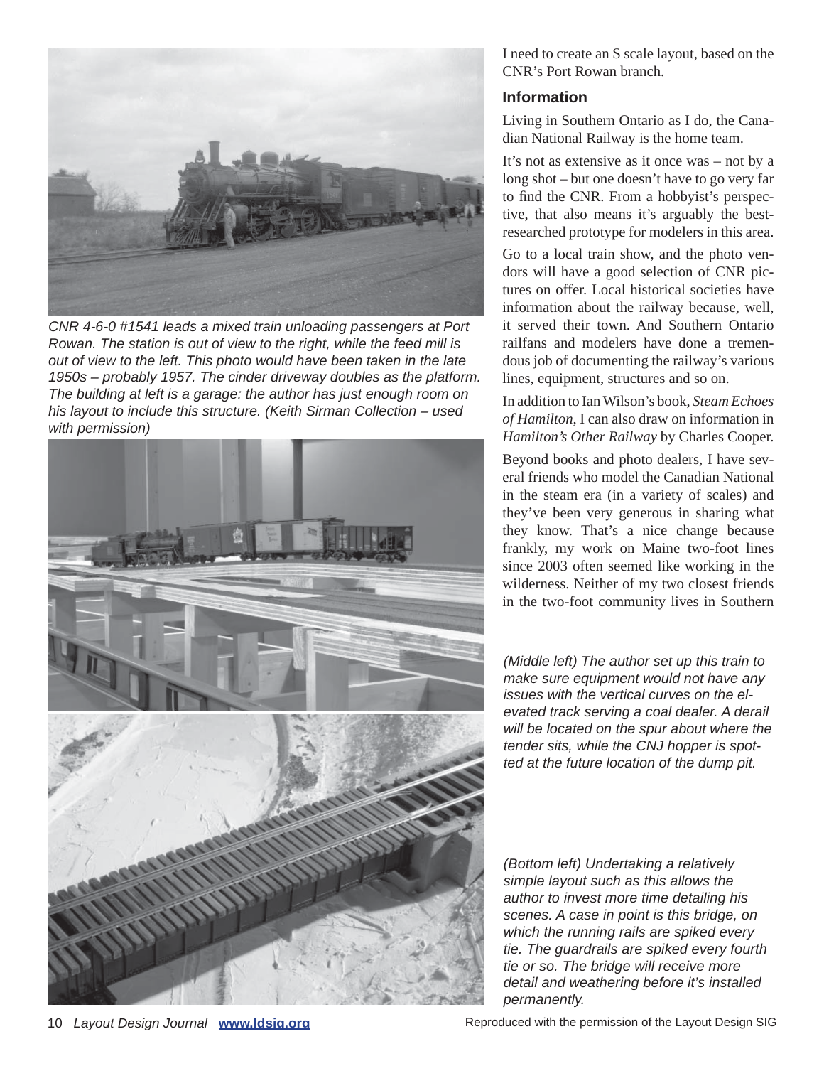*CNR 4-6-0 #1541 leads a mixed train unloading passengers at Port Rowan. The station is out of view to the right, while the feed mill is out of view to the left. This photo would have been taken in the late 1950s – probably 1957. The cinder driveway doubles as the platform. The building at left is a garage: the author has just enough room on his layout to include this structure. (Keith Sirman Collection – used with permission)*

I need to create an S scale layout, based on the CNR's Port Rowan branch.

### Information

Living in Southern Ontario as I do, the Canadian National Railway is the home team.

It's not as extensive as it once was – not by a long shot – but one doesn't have to go very far to find the CNR. From a hobbyist's perspective, that also means it's arguably the best-researched prototype for modelers in this area.

Go to a local train show, and the photo vendors will have a good selection of CNR pictures on offer. Local historical societies have information about the railway because, well, it served their town. And Southern Ontario railfans and modelers have done a tremendous job of documenting the railway's various lines, equipment, structures and so on.

In addition to Ian Wilson's book, *Steam Echoes of Hamilton*, I can also draw on information in *Hamilton's Other Railway* by Charles Cooper.

Beyond books and photo dealers, I have several friends who model the Canadian National in the steam era (in a variety of scales) and they've been very generous in sharing what they know. That's a nice change because frankly, my work on Maine two-foot lines since 2003 often seemed like working in the wilderness. Neither of my two closest friends in the two-foot community lives in Southern

*(Middle left) The author set up this train to make sure equipment would not have any issues with the vertical curves on the elevated track serving a coal dealer. A derail will be located on the spur about where the tender sits, while the CNJ hopper is spotted at the future location of the dump pit.*

*(Bottom left) Undertaking a relatively simple layout such as this allows the author to invest more time detailing his scenes. A case in point is this bridge, on which the running rails are spiked every tie. The guardrails are spiked every fourth tie or so. The bridge will receive more detail and weathering before it's installed permanently.*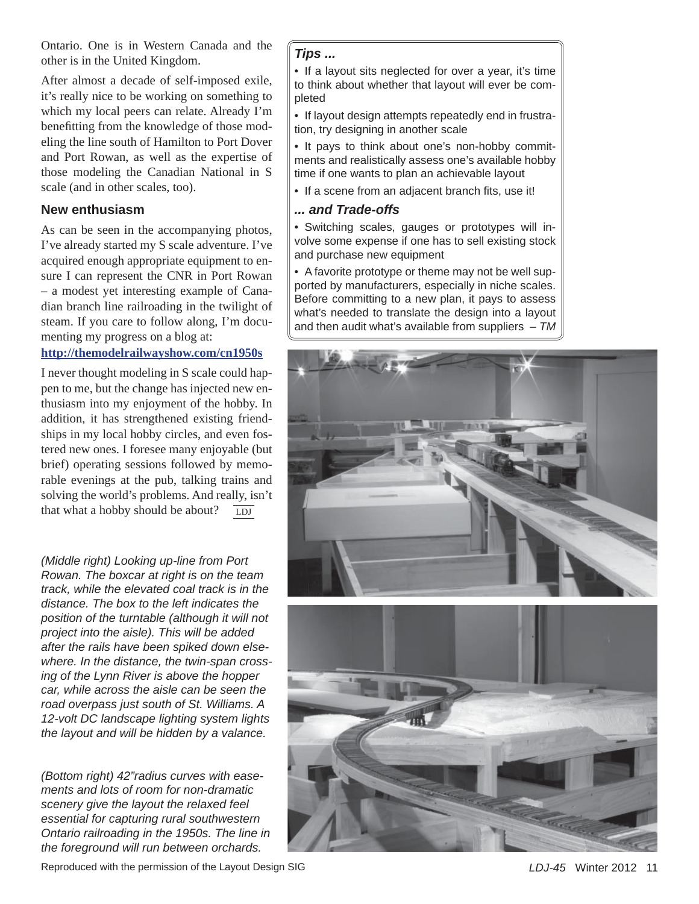Ontario. One is in Western Canada and the other is in the United Kingdom.

After almost a decade of self-imposed exile, it's really nice to be working on something to which my local peers can relate. Already I'm benefitting from the knowledge of those modeling the line south of Hamilton to Port Dover and Port Rowan, as well as the expertise of those modeling the Canadian National in S scale (and in other scales, too).

## New enthusiasm

As can be seen in the accompanying photos, I've already started my S scale adventure. I've acquired enough appropriate equipment to ensure I can represent the CNR in Port Rowan – a modest yet interesting example of Canadian branch line railroading in the twilight of steam. If you care to follow along, I'm documenting my progress on a blog at:

**http://themodelrailwayshow.com/cn1950s**

I never thought modeling in S scale could happen to me, but the change has injected new enthusiasm into my enjoyment of the hobby. In addition, it has strengthened existing friendships in my local hobby circles, and even fostered new ones. I foresee many enjoyable (but brief) operating sessions followed by memorable evenings at the pub, talking trains and solving the world's problems. And really, isn't that what a hobby should be about? LDJ

*(Middle right) Looking up-line from Port Rowan. The boxcar at right is on the team track, while the elevated coal track is in the distance. The box to the left indicates the position of the turntable (although it will not project into the aisle). This will be added after the rails have been spiked down elsewhere. In the distance, the twin-span crossing of the Lynn River is above the hopper car, while across the aisle can be seen the road overpass just south of St. Williams. A 12-volt DC landscape lighting system lights the layout and will be hidden by a valance.*

*(Bottom right) 42"radius curves with easements and lots of room for non-dramatic scenery give the layout the relaxed feel essential for capturing rural southwestern Ontario railroading in the 1950s. The line in the foreground will run between orchards.*

### *Tips ...*

- If a layout sits neglected for over a year, it's time to think about whether that layout will ever be completed
- If layout design attempts repeatedly end in frustration, try designing in another scale
- It pays to think about one's non-hobby commitments and realistically assess one's available hobby time if one wants to plan an achievable layout
- If a scene from an adjacent branch fits, use it!

### *... and Trade-offs*

- Switching scales, gauges or prototypes will involve some expense if one has to sell existing stock and purchase new equipment
- A favorite prototype or theme may not be well supported by manufacturers, especially in niche scales. Before committing to a new plan, it pays to assess what's needed to translate the design into a layout and then audit what's available from suppliers – *TM*

Reproduced with the permission of the Layout Design SIG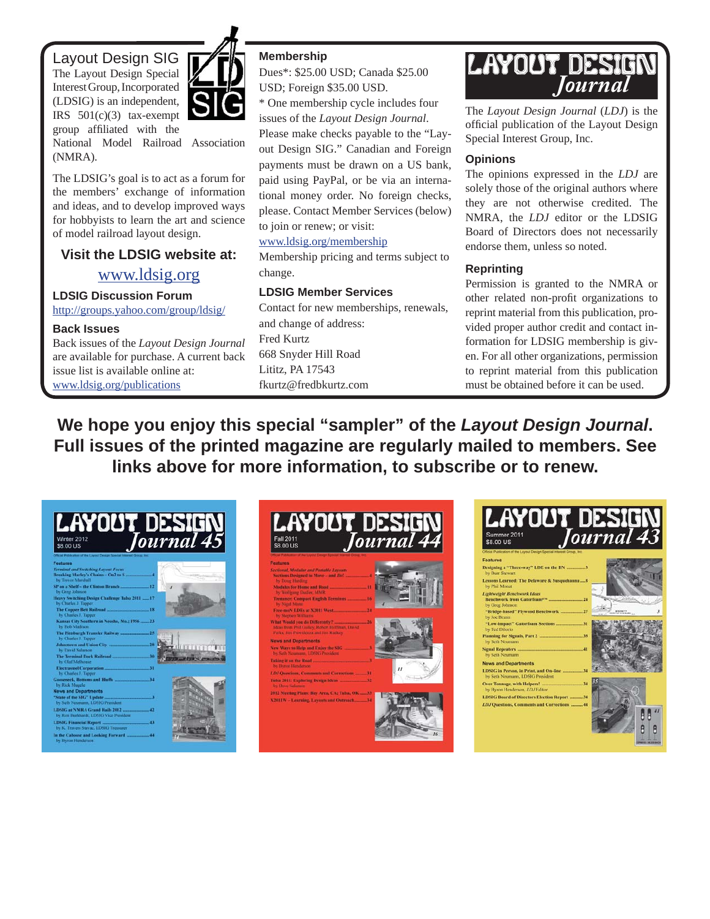## Layout Design SIG

The Layout Design Special Interest Group, Incorporated (LDSIG) is an independent, IRS 501(c)(3) tax-exempt group affiliated with the National Model Railroad Association (NMRA).

The LDSIG's goal is to act as a forum for the members' exchange of information and ideas, and to develop improved ways for hobbyists to learn the art and science of model railroad layout design.

### Visit the LDSIG website at:

www.ldsig.org

### LDSIG Discussion Forum

http://groups.yahoo.com/group/ldsig/

### Back Issues

Back issues of the *Layout Design Journal* are available for purchase. A current back issue list is available online at:
www.ldsig.org/publications

### Membership

Dues*: $25.00 USD; Canada $25.00 USD; Foreign $35.00 USD.

* One membership cycle includes four issues of the *Layout Design Journal*.

Please make checks payable to the "Layout Design SIG." Canadian and Foreign payments must be drawn on a US bank, paid using PayPal, or be via an international money order. No foreign checks, please. Contact Member Services (below) to join or renew; or visit:
www.ldsig.org/membership

Membership pricing and terms subject to change.

### LDSIG Member Services

Contact for new memberships, renewals, and change of address:
Fred Kurtz
668 Snyder Hill Road
Lititz, PA 17543
fkurtz@fredbkurtz.com

## LAYOUT DESIGN *Journal*

The *Layout Design Journal* (*LDJ*) is the official publication of the Layout Design Special Interest Group, Inc.

### Opinions

The opinions expressed in the *LDJ* are solely those of the original authors where they are not otherwise credited. The NMRA, the *LDJ* editor or the LDSIG Board of Directors does not necessarily endorse them, unless so noted.

### Reprinting

Permission is granted to the NMRA or other related non-profit organizations to reprint material from this publication, provided proper author credit and contact information for LDSIG membership is given. For all other organizations, permission to reprint material from this publication must be obtained before it can be used.

**We hope you enjoy this special "sampler" of the *Layout Design Journal*. Full issues of the printed magazine are regularly mailed to members. See links above for more information, to subscribe or to renew.**